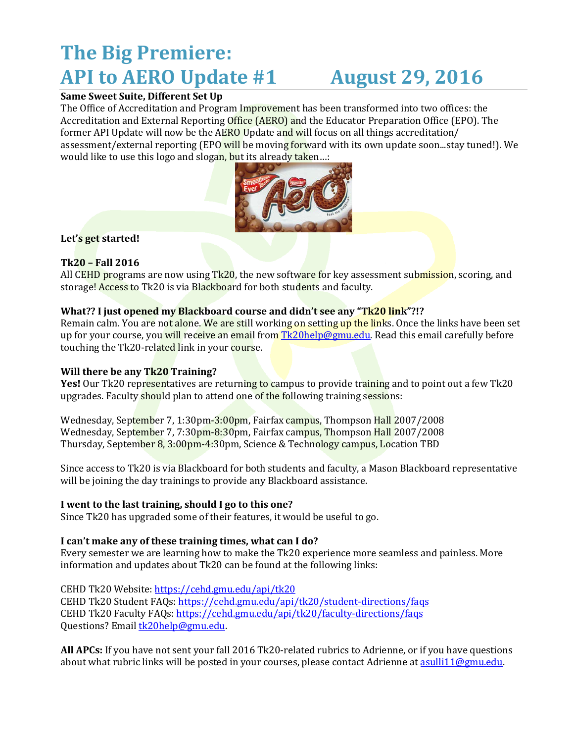# The Big Premiere: API to AERO Update #1 August 29, 2016

**Same Sweet Suite, Different Set Up**

The Office of Accreditation and Program Improvement has been transformed into two offices: the Accreditation and External Reporting Office (AERO) and the Educator Preparation Office (EPO). The former API Update will now be the AERO Update and will focus on all things accreditation/ assessment/external reporting (EPO will be moving forward with its own update soon...stay tuned!). We would like to use this logo and slogan, but its already taken…:

**Let's get started!**

**Tk20 – Fall 2016**

All CEHD programs are now using Tk20, the new software for key assessment submission, scoring, and storage! Access to Tk20 is via Blackboard for both students and faculty.

**What?? I just opened my Blackboard course and didn't see any "Tk20 link"?!?**

Remain calm. You are not alone. We are still working on setting up the links. Once the links have been set up for your course, you will receive an email from Tk20help@gmu.edu. Read this email carefully before touching the Tk20-related link in your course.

**Will there be any Tk20 Training?**

**Yes!** Our Tk20 representatives are returning to campus to provide training and to point out a few Tk20 upgrades. Faculty should plan to attend one of the following training sessions:

Wednesday, September 7, 1:30pm-3:00pm, Fairfax campus, Thompson Hall 2007/2008
Wednesday, September 7, 7:30pm-8:30pm, Fairfax campus, Thompson Hall 2007/2008
Thursday, September 8, 3:00pm-4:30pm, Science & Technology campus, Location TBD

Since access to Tk20 is via Blackboard for both students and faculty, a Mason Blackboard representative will be joining the day trainings to provide any Blackboard assistance.

**I went to the last training, should I go to this one?**

Since Tk20 has upgraded some of their features, it would be useful to go.

**I can't make any of these training times, what can I do?**

Every semester we are learning how to make the Tk20 experience more seamless and painless. More information and updates about Tk20 can be found at the following links:

CEHD Tk20 Website: https://cehd.gmu.edu/api/tk20
CEHD Tk20 Student FAQs: https://cehd.gmu.edu/api/tk20/student-directions/faqs
CEHD Tk20 Faculty FAQs: https://cehd.gmu.edu/api/tk20/faculty-directions/faqs
Questions? Email tk20help@gmu.edu.

**All APCs:** If you have not sent your fall 2016 Tk20-related rubrics to Adrienne, or if you have questions about what rubric links will be posted in your courses, please contact Adrienne at asulli11@gmu.edu.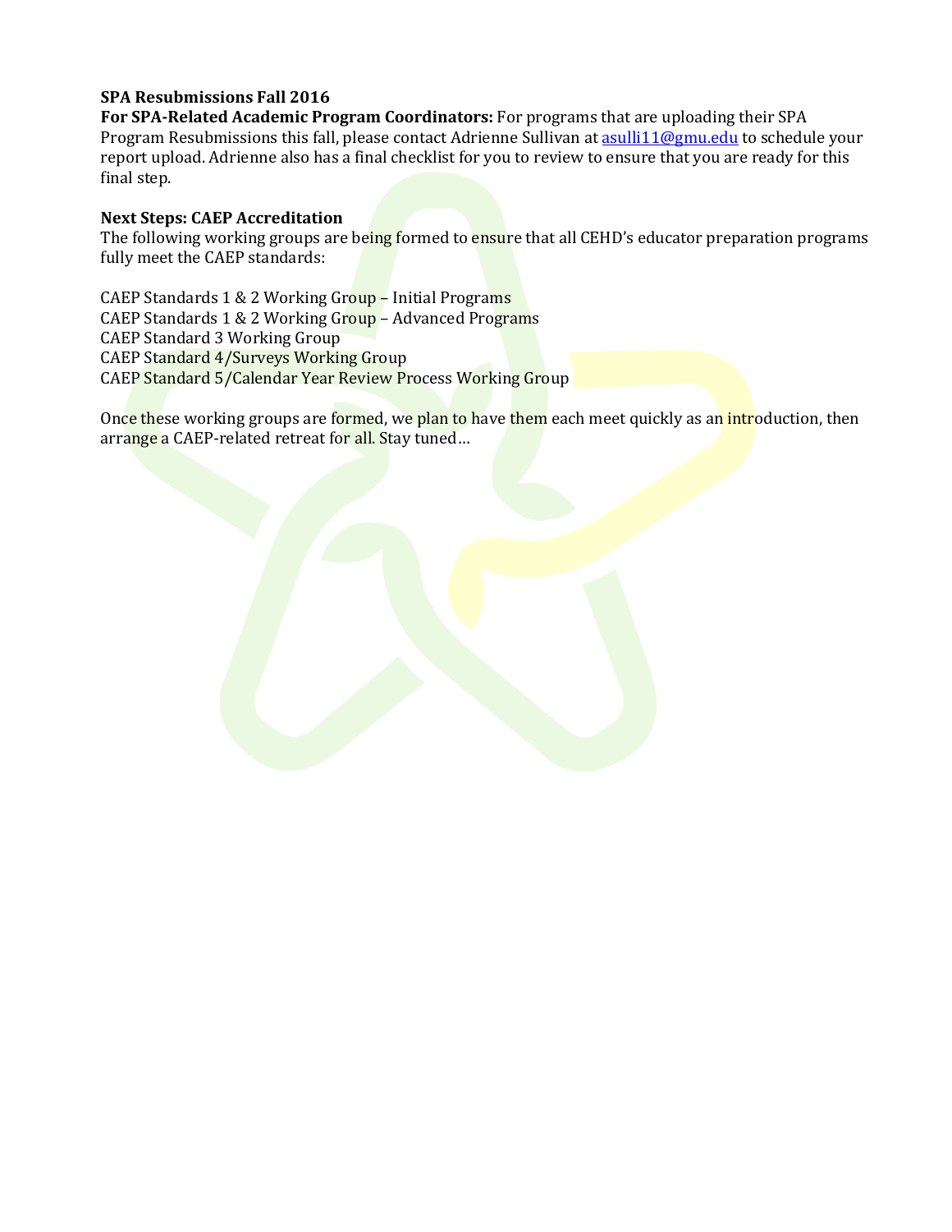**SPA Resubmissions Fall 2016**

**For SPA-Related Academic Program Coordinators:** For programs that are uploading their SPA Program Resubmissions this fall, please contact Adrienne Sullivan at asulli11@gmu.edu to schedule your report upload. Adrienne also has a final checklist for you to review to ensure that you are ready for this final step.

**Next Steps: CAEP Accreditation**

The following working groups are being formed to ensure that all CEHD's educator preparation programs fully meet the CAEP standards:

CAEP Standards 1 & 2 Working Group – Initial Programs
CAEP Standards 1 & 2 Working Group – Advanced Programs
CAEP Standard 3 Working Group
CAEP Standard 4/Surveys Working Group
CAEP Standard 5/Calendar Year Review Process Working Group

Once these working groups are formed, we plan to have them each meet quickly as an introduction, then arrange a CAEP-related retreat for all. Stay tuned…